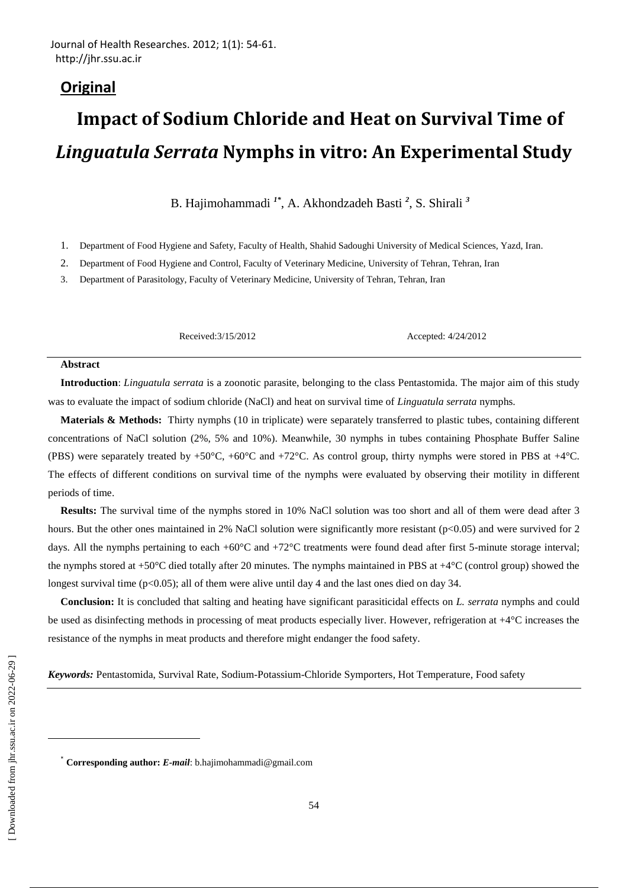**Original**

# Impact of Sodium Chloride and Heat on Survival Time of *Linguatula Serrata* Nymphs in vitro: An Experimental Study

B. Hajimohammadi [1*], A. Akhondzadeh Basti [2], S. Shirali [3]

1. Department of Food Hygiene and Safety, Faculty of Health, Shahid Sadoughi University of Medical Sciences, Yazd, Iran.
2. Department of Food Hygiene and Control, Faculty of Veterinary Medicine, University of Tehran, Tehran, Iran
3. Department of Parasitology, Faculty of Veterinary Medicine, University of Tehran, Tehran, Iran

Received:3/15/2012 Accepted: 4/24/2012

## Abstract

**Introduction**: *Linguatula serrata* is a zoonotic parasite, belonging to the class Pentastomida. The major aim of this study was to evaluate the impact of sodium chloride (NaCl) and heat on survival time of *Linguatula serrata* nymphs.

**Materials & Methods:** Thirty nymphs (10 in triplicate) were separately transferred to plastic tubes, containing different concentrations of NaCl solution (2%, 5% and 10%). Meanwhile, 30 nymphs in tubes containing Phosphate Buffer Saline (PBS) were separately treated by +50°C, +60°C and +72°C. As control group, thirty nymphs were stored in PBS at +4°C. The effects of different conditions on survival time of the nymphs were evaluated by observing their motility in different periods of time.

**Results:** The survival time of the nymphs stored in 10% NaCl solution was too short and all of them were dead after 3 hours. But the other ones maintained in 2% NaCl solution were significantly more resistant ($p<0.05$) and were survived for 2 days. All the nymphs pertaining to each +60°C and +72°C treatments were found dead after first 5-minute storage interval; the nymphs stored at +50°C died totally after 20 minutes. The nymphs maintained in PBS at +4°C (control group) showed the longest survival time ($p<0.05$); all of them were alive until day 4 and the last ones died on day 34.

**Conclusion:** It is concluded that salting and heating have significant parasiticidal effects on *L. serrata* nymphs and could be used as disinfecting methods in processing of meat products especially liver. However, refrigeration at +4°C increases the resistance of the nymphs in meat products and therefore might endanger the food safety.

***Keywords:*** Pentastomida, Survival Rate, Sodium-Potassium-Chloride Symporters, Hot Temperature, Food safety

[*] **Corresponding author:** ***E-mail***: b.hajimohammadi@gmail.com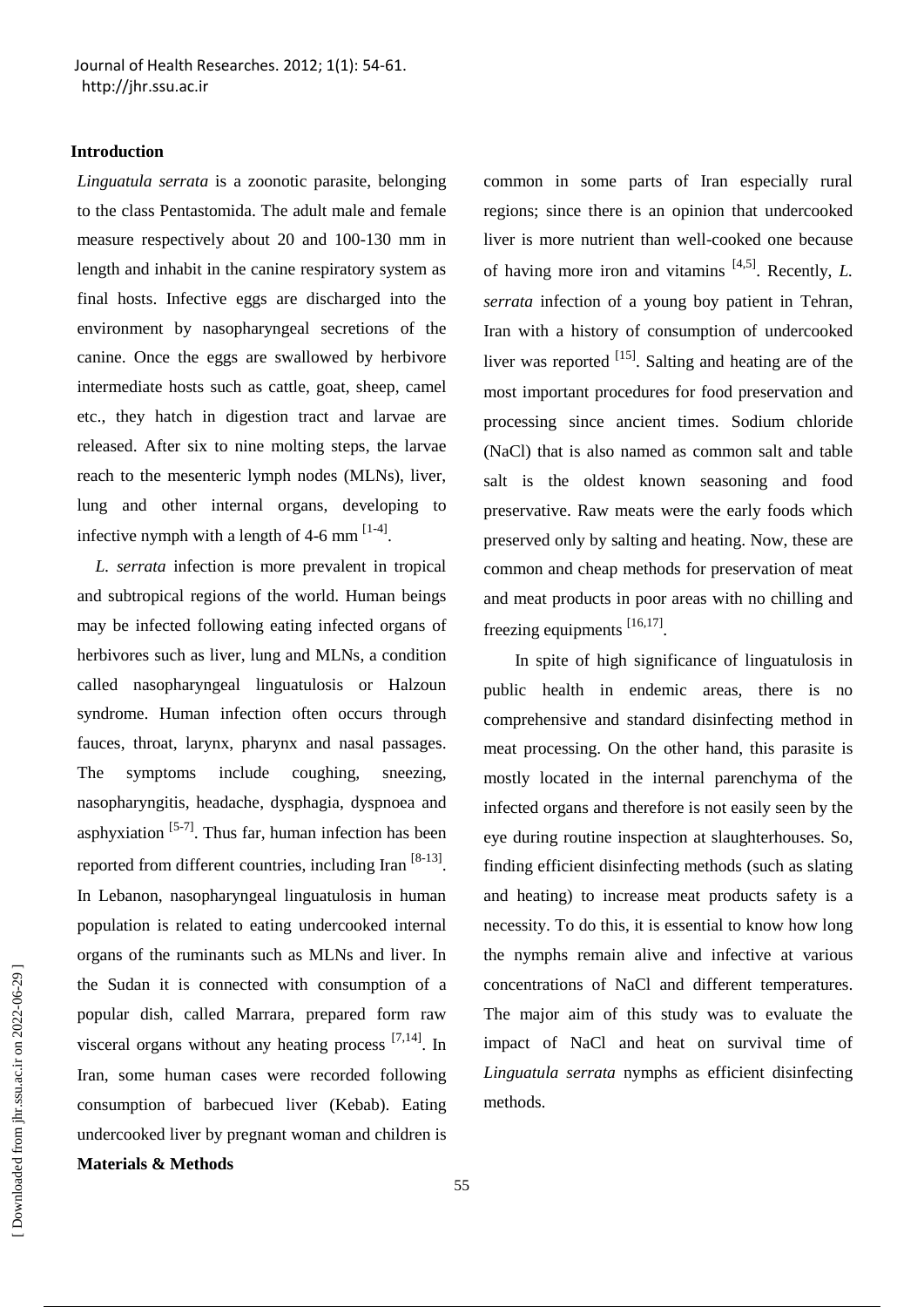## Introduction

*Linguatula serrata* is a zoonotic parasite, belonging to the class Pentastomida. The adult male and female measure respectively about 20 and 100-130 mm in length and inhabit in the canine respiratory system as final hosts. Infective eggs are discharged into the environment by nasopharyngeal secretions of the canine. Once the eggs are swallowed by herbivore intermediate hosts such as cattle, goat, sheep, camel etc., they hatch in digestion tract and larvae are released. After six to nine molting steps, the larvae reach to the mesenteric lymph nodes (MLNs), liver, lung and other internal organs, developing to infective nymph with a length of 4-6 mm [1-4].

*L. serrata* infection is more prevalent in tropical and subtropical regions of the world. Human beings may be infected following eating infected organs of herbivores such as liver, lung and MLNs, a condition called nasopharyngeal linguatulosis or Halzoun syndrome. Human infection often occurs through fauces, throat, larynx, pharynx and nasal passages. The symptoms include coughing, sneezing, nasopharyngitis, headache, dysphagia, dyspnoea and asphyxiation [5-7]. Thus far, human infection has been reported from different countries, including Iran [8-13]. In Lebanon, nasopharyngeal linguatulosis in human population is related to eating undercooked internal organs of the ruminants such as MLNs and liver. In the Sudan it is connected with consumption of a popular dish, called Marrara, prepared form raw visceral organs without any heating process [7,14]. In Iran, some human cases were recorded following consumption of barbecued liver (Kebab). Eating undercooked liver by pregnant woman and children is common in some parts of Iran especially rural regions; since there is an opinion that undercooked liver is more nutrient than well-cooked one because of having more iron and vitamins [4,5]. Recently, *L. serrata* infection of a young boy patient in Tehran, Iran with a history of consumption of undercooked liver was reported [15]. Salting and heating are of the most important procedures for food preservation and processing since ancient times. Sodium chloride (NaCl) that is also named as common salt and table salt is the oldest known seasoning and food preservative. Raw meats were the early foods which preserved only by salting and heating. Now, these are common and cheap methods for preservation of meat and meat products in poor areas with no chilling and freezing equipments [16,17].

In spite of high significance of linguatulosis in public health in endemic areas, there is no comprehensive and standard disinfecting method in meat processing. On the other hand, this parasite is mostly located in the internal parenchyma of the infected organs and therefore is not easily seen by the eye during routine inspection at slaughterhouses. So, finding efficient disinfecting methods (such as slating and heating) to increase meat products safety is a necessity. To do this, it is essential to know how long the nymphs remain alive and infective at various concentrations of NaCl and different temperatures. The major aim of this study was to evaluate the impact of NaCl and heat on survival time of *Linguatula serrata* nymphs as efficient disinfecting methods.

## Materials & Methods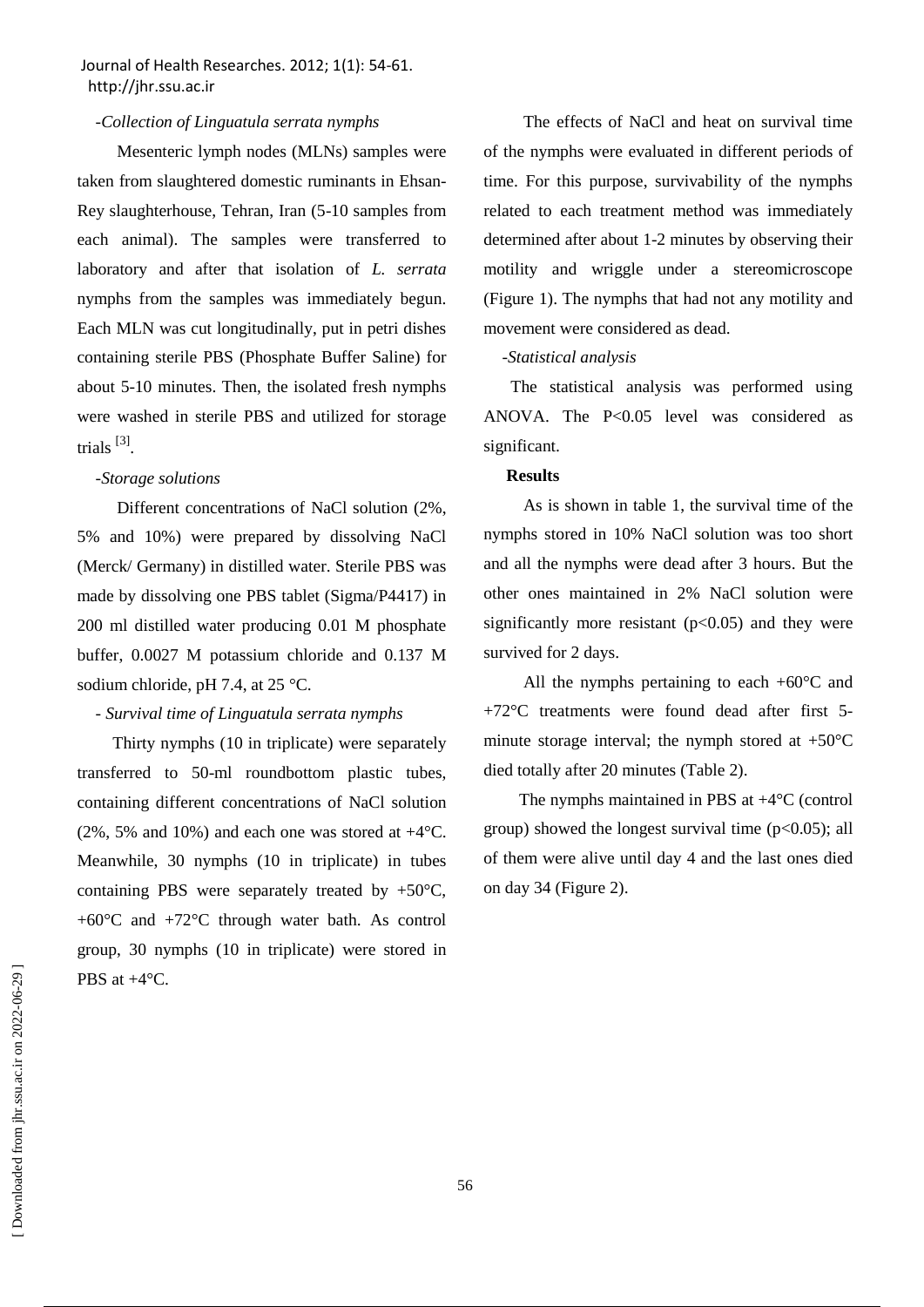*-Collection of Linguatula serrata nymphs*

Mesenteric lymph nodes (MLNs) samples were taken from slaughtered domestic ruminants in Ehsan-Rey slaughterhouse, Tehran, Iran (5-10 samples from each animal). The samples were transferred to laboratory and after that isolation of *L. serrata* nymphs from the samples was immediately begun. Each MLN was cut longitudinally, put in petri dishes containing sterile PBS (Phosphate Buffer Saline) for about 5-10 minutes. Then, the isolated fresh nymphs were washed in sterile PBS and utilized for storage trials [3].

*-Storage solutions*

Different concentrations of NaCl solution (2%, 5% and 10%) were prepared by dissolving NaCl (Merck/ Germany) in distilled water. Sterile PBS was made by dissolving one PBS tablet (Sigma/P4417) in 200 ml distilled water producing 0.01 M phosphate buffer, 0.0027 M potassium chloride and 0.137 M sodium chloride, pH 7.4, at 25 °C.

*- Survival time of Linguatula serrata nymphs*

Thirty nymphs (10 in triplicate) were separately transferred to 50-ml roundbottom plastic tubes, containing different concentrations of NaCl solution (2%, 5% and 10%) and each one was stored at +4°C. Meanwhile, 30 nymphs (10 in triplicate) in tubes containing PBS were separately treated by +50°C, +60°C and +72°C through water bath. As control group, 30 nymphs (10 in triplicate) were stored in PBS at +4°C.

The effects of NaCl and heat on survival time of the nymphs were evaluated in different periods of time. For this purpose, survivability of the nymphs related to each treatment method was immediately determined after about 1-2 minutes by observing their motility and wriggle under a stereomicroscope (Figure 1). The nymphs that had not any motility and movement were considered as dead.

*-Statistical analysis*

The statistical analysis was performed using ANOVA. The $P<0.05$ level was considered as significant.

**Results**

As is shown in table 1, the survival time of the nymphs stored in 10% NaCl solution was too short and all the nymphs were dead after 3 hours. But the other ones maintained in 2% NaCl solution were significantly more resistant ($p<0.05$) and they were survived for 2 days.

All the nymphs pertaining to each +60°C and +72°C treatments were found dead after first 5-minute storage interval; the nymph stored at +50°C died totally after 20 minutes (Table 2).

The nymphs maintained in PBS at +4°C (control group) showed the longest survival time ($p<0.05$); all of them were alive until day 4 and the last ones died on day 34 (Figure 2).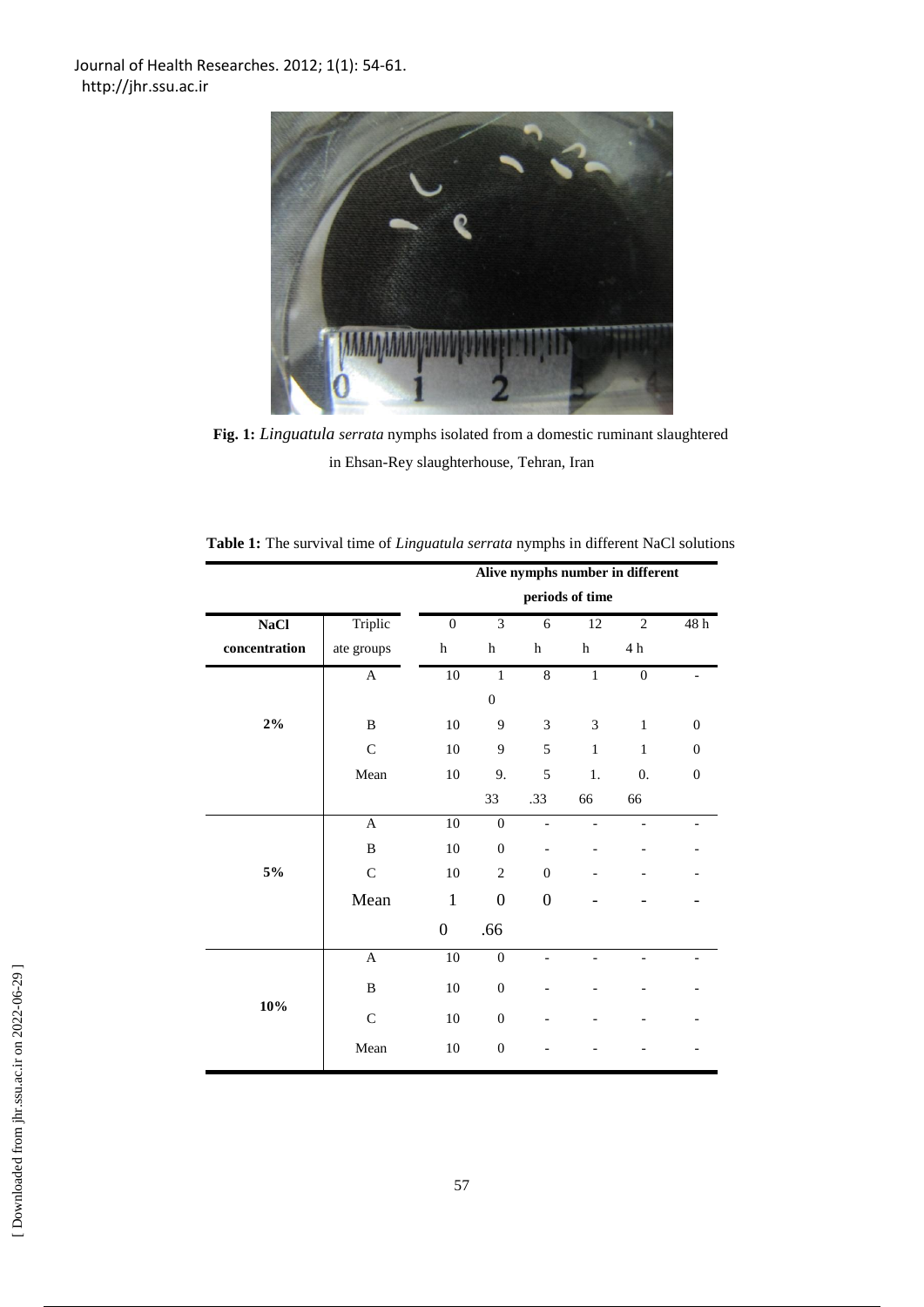**Fig. 1:** *Linguatula serrata* nymphs isolated from a domestic ruminant slaughtered in Ehsan-Rey slaughterhouse, Tehran, Iran

**Table 1:** The survival time of *Linguatula serrata* nymphs in different NaCl solutions

| NaCl concentration | Triplicate groups | Alive nymphs number in different periods of time | | | | | |
|---|---|---|---|---|---|---|---|
| | | 0 h | 3 h | 6 h | 12 h | 24 h | 48 h |
| 2% | A | 10 | 10 | 8 | 1 | 0 | - |
| | B | 10 | 9 | 3 | 3 | 1 | 0 |
| | C | 10 | 9 | 5 | 1 | 1 | 0 |
| | Mean | 10 | 9.33 | 5.33 | 1.66 | 0.66 | 0 |
| 5% | A | 10 | 0 | - | - | - | - |
| | B | 10 | 0 | - | - | - | - |
| | C | 10 | 2 | 0 | - | - | - |
| | Mean | 10 | 0.66 | 0 | - | - | - |
| 10% | A | 10 | 0 | - | - | - | - |
| | B | 10 | 0 | - | - | - | - |
| | C | 10 | 0 | - | - | - | - |
| | Mean | 10 | 0 | - | - | - | - |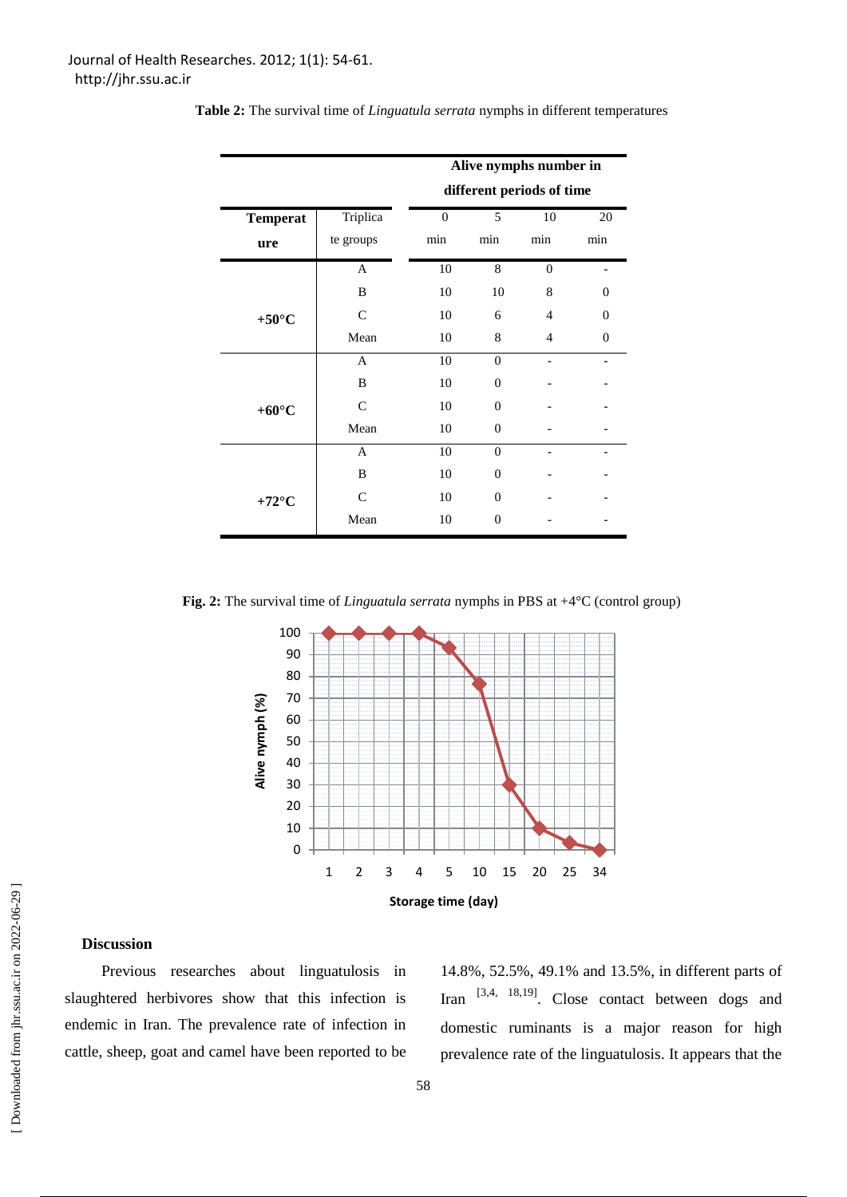**Table 2:** The survival time of *Linguatula serrata* nymphs in different temperatures

| Temperature | Triplicate groups | Alive nymphs number in different periods of time | | | |
|---|---|---|---|---|---|
| | | 0 min | 5 min | 10 min | 20 min |
| +50°C | A | 10 | 8 | 0 | - |
| | B | 10 | 10 | 8 | 0 |
| | C | 10 | 6 | 4 | 0 |
| | Mean | 10 | 8 | 4 | 0 |
| +60°C | A | 10 | 0 | - | - |
| | B | 10 | 0 | - | - |
| | C | 10 | 0 | - | - |
| | Mean | 10 | 0 | - | - |
| +72°C | A | 10 | 0 | - | - |
| | B | 10 | 0 | - | - |
| | C | 10 | 0 | - | - |
| | Mean | 10 | 0 | - | - |

**Fig. 2:** The survival time of *Linguatula serrata* nymphs in PBS at +4°C (control group)

Alive nymph (%)

100
90
80
70
60
50
40
30
20
10
0

1 2 3 4 5 10 15 20 25 34

Storage time (day)

## Discussion

Previous researches about linguatulosis in slaughtered herbivores show that this infection is endemic in Iran. The prevalence rate of infection in cattle, sheep, goat and camel have been reported to be 14.8%, 52.5%, 49.1% and 13.5%, in different parts of Iran [3,4, 18,19]. Close contact between dogs and domestic ruminants is a major reason for high prevalence rate of the linguatulosis. It appears that the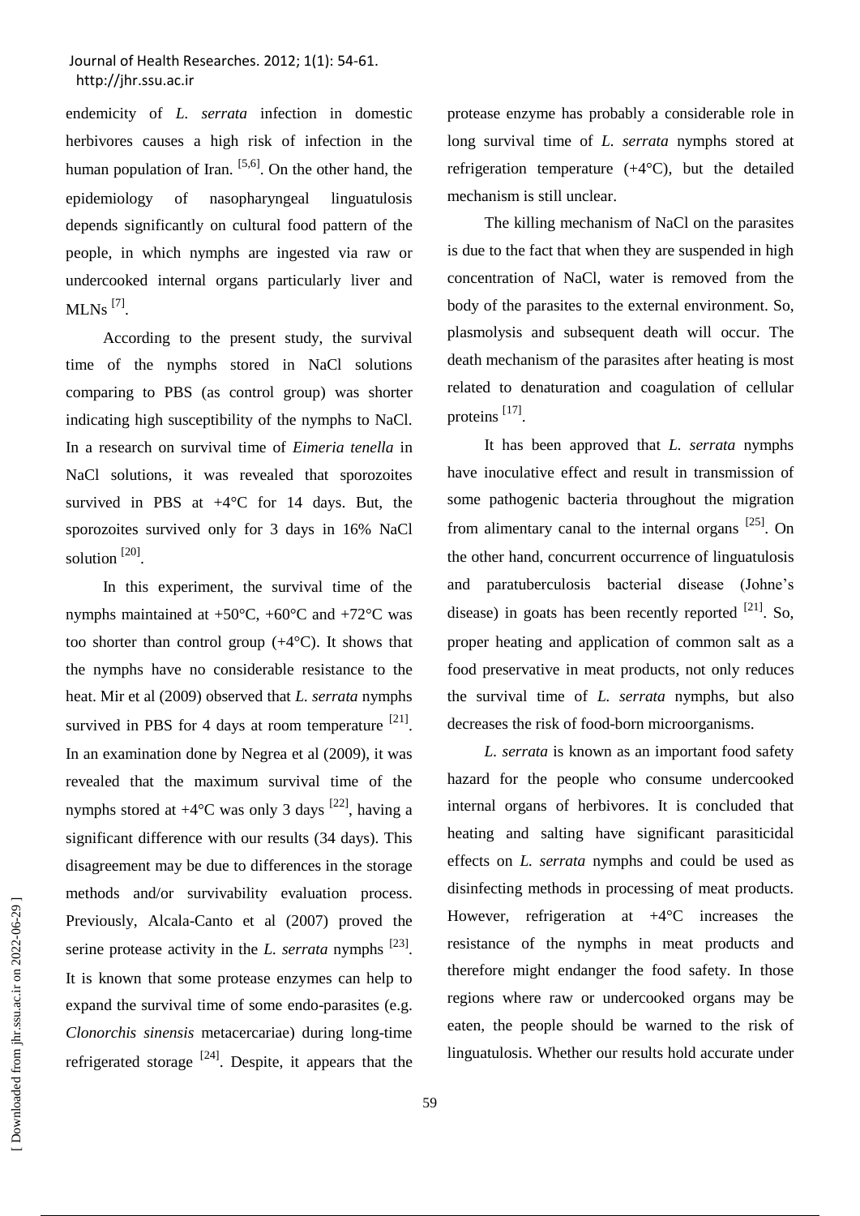endemicity of *L. serrata* infection in domestic herbivores causes a high risk of infection in the human population of Iran. [5,6]. On the other hand, the epidemiology of nasopharyngeal linguatulosis depends significantly on cultural food pattern of the people, in which nymphs are ingested via raw or undercooked internal organs particularly liver and MLNs [7].

According to the present study, the survival time of the nymphs stored in NaCl solutions comparing to PBS (as control group) was shorter indicating high susceptibility of the nymphs to NaCl. In a research on survival time of *Eimeria tenella* in NaCl solutions, it was revealed that sporozoites survived in PBS at +4°C for 14 days. But, the sporozoites survived only for 3 days in 16% NaCl solution [20].

In this experiment, the survival time of the nymphs maintained at +50°C, +60°C and +72°C was too shorter than control group (+4°C). It shows that the nymphs have no considerable resistance to the heat. Mir et al (2009) observed that *L. serrata* nymphs survived in PBS for 4 days at room temperature [21]. In an examination done by Negrea et al (2009), it was revealed that the maximum survival time of the nymphs stored at +4°C was only 3 days [22], having a significant difference with our results (34 days). This disagreement may be due to differences in the storage methods and/or survivability evaluation process. Previously, Alcala-Canto et al (2007) proved the serine protease activity in the *L. serrata* nymphs [23]. It is known that some protease enzymes can help to expand the survival time of some endo-parasites (e.g. *Clonorchis sinensis* metacercariae) during long-time refrigerated storage [24]. Despite, it appears that the protease enzyme has probably a considerable role in long survival time of *L. serrata* nymphs stored at refrigeration temperature (+4°C), but the detailed mechanism is still unclear.

The killing mechanism of NaCl on the parasites is due to the fact that when they are suspended in high concentration of NaCl, water is removed from the body of the parasites to the external environment. So, plasmolysis and subsequent death will occur. The death mechanism of the parasites after heating is most related to denaturation and coagulation of cellular proteins [17].

It has been approved that *L. serrata* nymphs have inoculative effect and result in transmission of some pathogenic bacteria throughout the migration from alimentary canal to the internal organs [25]. On the other hand, concurrent occurrence of linguatulosis and paratuberculosis bacterial disease (Johne's disease) in goats has been recently reported [21]. So, proper heating and application of common salt as a food preservative in meat products, not only reduces the survival time of *L. serrata* nymphs, but also decreases the risk of food-born microorganisms.

*L. serrata* is known as an important food safety hazard for the people who consume undercooked internal organs of herbivores. It is concluded that heating and salting have significant parasiticidal effects on *L. serrata* nymphs and could be used as disinfecting methods in processing of meat products. However, refrigeration at +4°C increases the resistance of the nymphs in meat products and therefore might endanger the food safety. In those regions where raw or undercooked organs may be eaten, the people should be warned to the risk of linguatulosis. Whether our results hold accurate under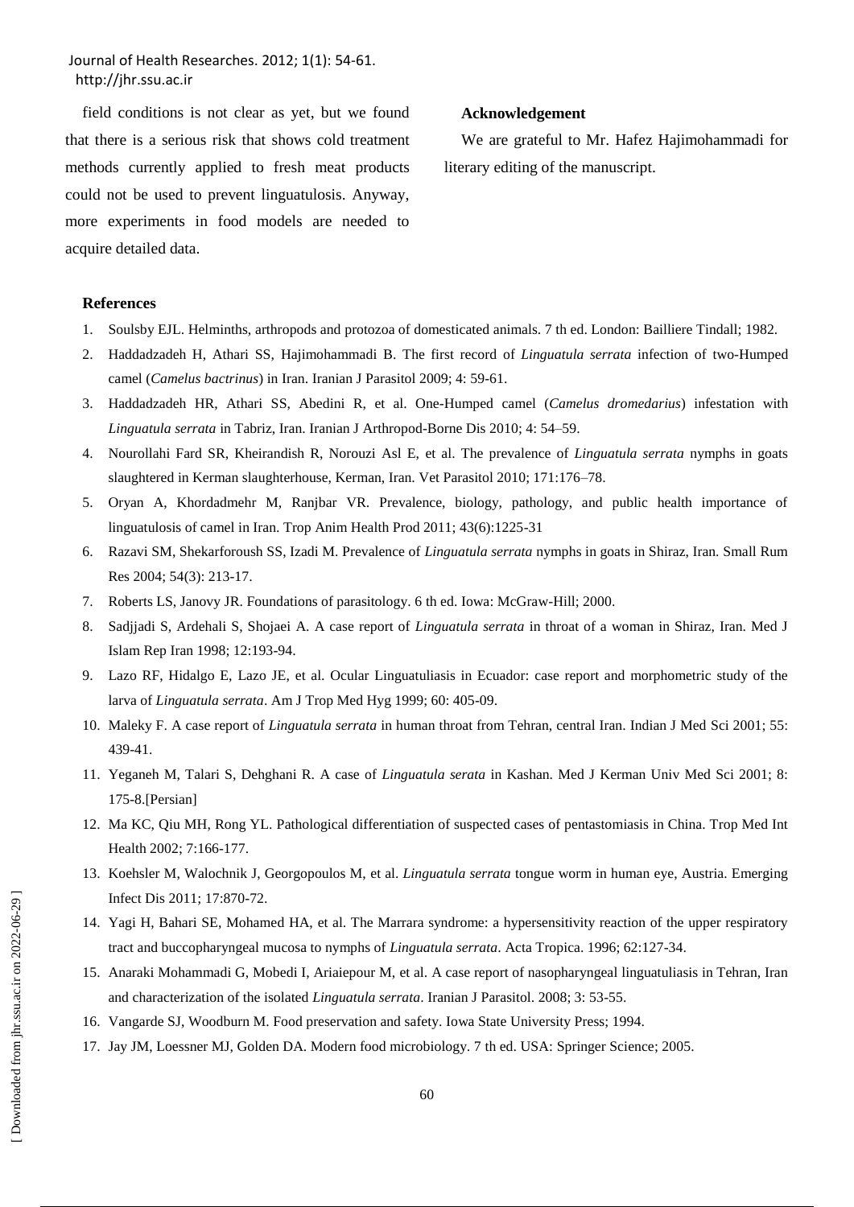field conditions is not clear as yet, but we found that there is a serious risk that shows cold treatment methods currently applied to fresh meat products could not be used to prevent linguatulosis. Anyway, more experiments in food models are needed to acquire detailed data.

**Acknowledgement**

We are grateful to Mr. Hafez Hajimohammadi for literary editing of the manuscript.

**References**

1. Soulsby EJL. Helminths, arthropods and protozoa of domesticated animals. 7 th ed. London: Bailliere Tindall; 1982.
2. Haddadzadeh H, Athari SS, Hajimohammadi B. The first record of *Linguatula serrata* infection of two-Humped camel (*Camelus bactrinus*) in Iran. Iranian J Parasitol 2009; 4: 59-61.
3. Haddadzadeh HR, Athari SS, Abedini R, et al. One-Humped camel (*Camelus dromedarius*) infestation with *Linguatula serrata* in Tabriz, Iran. Iranian J Arthropod-Borne Dis 2010; 4: 54–59.
4. Nourollahi Fard SR, Kheirandish R, Norouzi Asl E, et al. The prevalence of *Linguatula serrata* nymphs in goats slaughtered in Kerman slaughterhouse, Kerman, Iran. Vet Parasitol 2010; 171:176–78.
5. Oryan A, Khordadmehr M, Ranjbar VR. Prevalence, biology, pathology, and public health importance of linguatulosis of camel in Iran. Trop Anim Health Prod 2011; 43(6):1225-31
6. Razavi SM, Shekarforoush SS, Izadi M. Prevalence of *Linguatula serrata* nymphs in goats in Shiraz, Iran. Small Rum Res 2004; 54(3): 213-17.
7. Roberts LS, Janovy JR. Foundations of parasitology. 6 th ed. Iowa: McGraw-Hill; 2000.
8. Sadjjadi S, Ardehali S, Shojaei A. A case report of *Linguatula serrata* in throat of a woman in Shiraz, Iran. Med J Islam Rep Iran 1998; 12:193-94.
9. Lazo RF, Hidalgo E, Lazo JE, et al. Ocular Linguatuliasis in Ecuador: case report and morphometric study of the larva of *Linguatula serrata*. Am J Trop Med Hyg 1999; 60: 405-09.
10. Maleky F. A case report of *Linguatula serrata* in human throat from Tehran, central Iran. Indian J Med Sci 2001; 55: 439-41.
11. Yeganeh M, Talari S, Dehghani R. A case of *Linguatula serata* in Kashan. Med J Kerman Univ Med Sci 2001; 8: 175-8.[Persian]
12. Ma KC, Qiu MH, Rong YL. Pathological differentiation of suspected cases of pentastomiasis in China. Trop Med Int Health 2002; 7:166-177.
13. Koehsler M, Walochnik J, Georgopoulos M, et al. *Linguatula serrata* tongue worm in human eye, Austria. Emerging Infect Dis 2011; 17:870-72.
14. Yagi H, Bahari SE, Mohamed HA, et al. The Marrara syndrome: a hypersensitivity reaction of the upper respiratory tract and buccopharyngeal mucosa to nymphs of *Linguatula serrata*. Acta Tropica. 1996; 62:127-34.
15. Anaraki Mohammadi G, Mobedi I, Ariaiepour M, et al. A case report of nasopharyngeal linguatuliasis in Tehran, Iran and characterization of the isolated *Linguatula serrata*. Iranian J Parasitol. 2008; 3: 53-55.
16. Vangarde SJ, Woodburn M. Food preservation and safety. Iowa State University Press; 1994.
17. Jay JM, Loessner MJ, Golden DA. Modern food microbiology. 7 th ed. USA: Springer Science; 2005.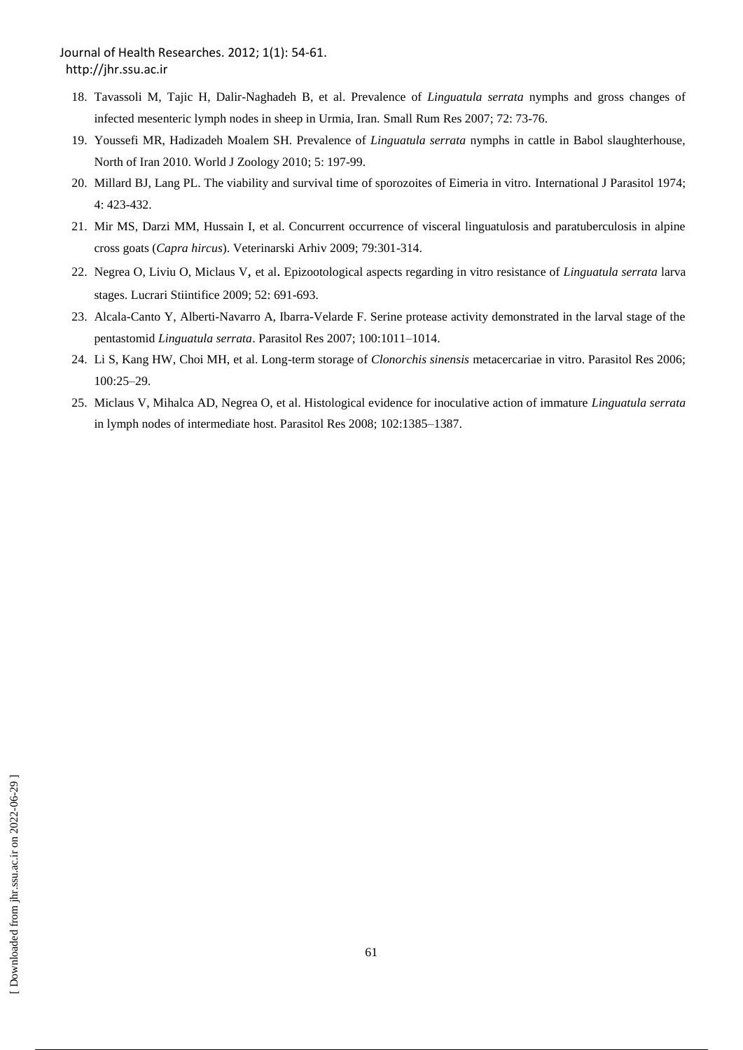18. Tavassoli M, Tajic H, Dalir-Naghadeh B, et al. Prevalence of *Linguatula serrata* nymphs and gross changes of infected mesenteric lymph nodes in sheep in Urmia, Iran. Small Rum Res 2007; 72: 73-76.
19. Youssefi MR, Hadizadeh Moalem SH. Prevalence of *Linguatula serrata* nymphs in cattle in Babol slaughterhouse, North of Iran 2010. World J Zoology 2010; 5: 197-99.
20. Millard BJ, Lang PL. The viability and survival time of sporozoites of Eimeria in vitro. International J Parasitol 1974; 4: 423-432.
21. Mir MS, Darzi MM, Hussain I, et al. Concurrent occurrence of visceral linguatulosis and paratuberculosis in alpine cross goats (*Capra hircus*). Veterinarski Arhiv 2009; 79:301-314.
22. Negrea O, Liviu O, Miclaus V, et al. Epizootological aspects regarding in vitro resistance of *Linguatula serrata* larva stages. Lucrari Stiintifice 2009; 52: 691-693.
23. Alcala-Canto Y, Alberti-Navarro A, Ibarra-Velarde F. Serine protease activity demonstrated in the larval stage of the pentastomid *Linguatula serrata*. Parasitol Res 2007; 100:1011–1014.
24. Li S, Kang HW, Choi MH, et al. Long-term storage of *Clonorchis sinensis* metacercariae in vitro. Parasitol Res 2006; 100:25–29.
25. Miclaus V, Mihalca AD, Negrea O, et al. Histological evidence for inoculative action of immature *Linguatula serrata* in lymph nodes of intermediate host. Parasitol Res 2008; 102:1385–1387.